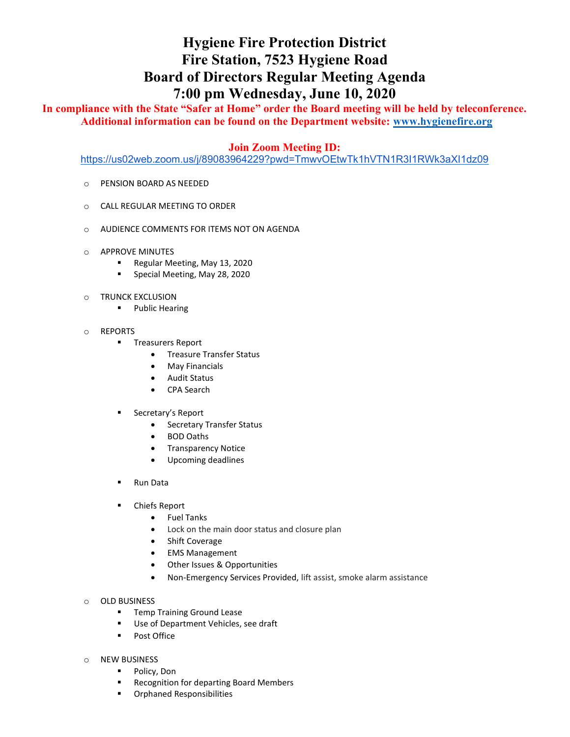# Hygiene Fire Protection District
# Fire Station, 7523 Hygiene Road
# Board of Directors Regular Meeting Agenda
# 7:00 pm Wednesday, June 10, 2020

**In compliance with the State "Safer at Home" order the Board meeting will be held by teleconference. Additional information can be found on the Department website: [www.hygienefire.org](www.hygienefire.org)**

**Join Zoom Meeting ID:**

https://us02web.zoom.us/j/89083964229?pwd=TmwvOEtwTk1hVTN1R3I1RWk3aXI1dz09

- PENSION BOARD AS NEEDED
- CALL REGULAR MEETING TO ORDER
- AUDIENCE COMMENTS FOR ITEMS NOT ON AGENDA
- APPROVE MINUTES
  - Regular Meeting, May 13, 2020
  - Special Meeting, May 28, 2020
- TRUNCK EXCLUSION
  - Public Hearing
- REPORTS
  - Treasurers Report
    - Treasure Transfer Status
    - May Financials
    - Audit Status
    - CPA Search
  - Secretary's Report
    - Secretary Transfer Status
    - BOD Oaths
    - Transparency Notice
    - Upcoming deadlines
  - Run Data
  - Chiefs Report
    - Fuel Tanks
    - Lock on the main door status and closure plan
    - Shift Coverage
    - EMS Management
    - Other Issues & Opportunities
    - Non-Emergency Services Provided, lift assist, smoke alarm assistance
- OLD BUSINESS
  - Temp Training Ground Lease
  - Use of Department Vehicles, see draft
  - Post Office
- NEW BUSINESS
  - Policy, Don
  - Recognition for departing Board Members
  - Orphaned Responsibilities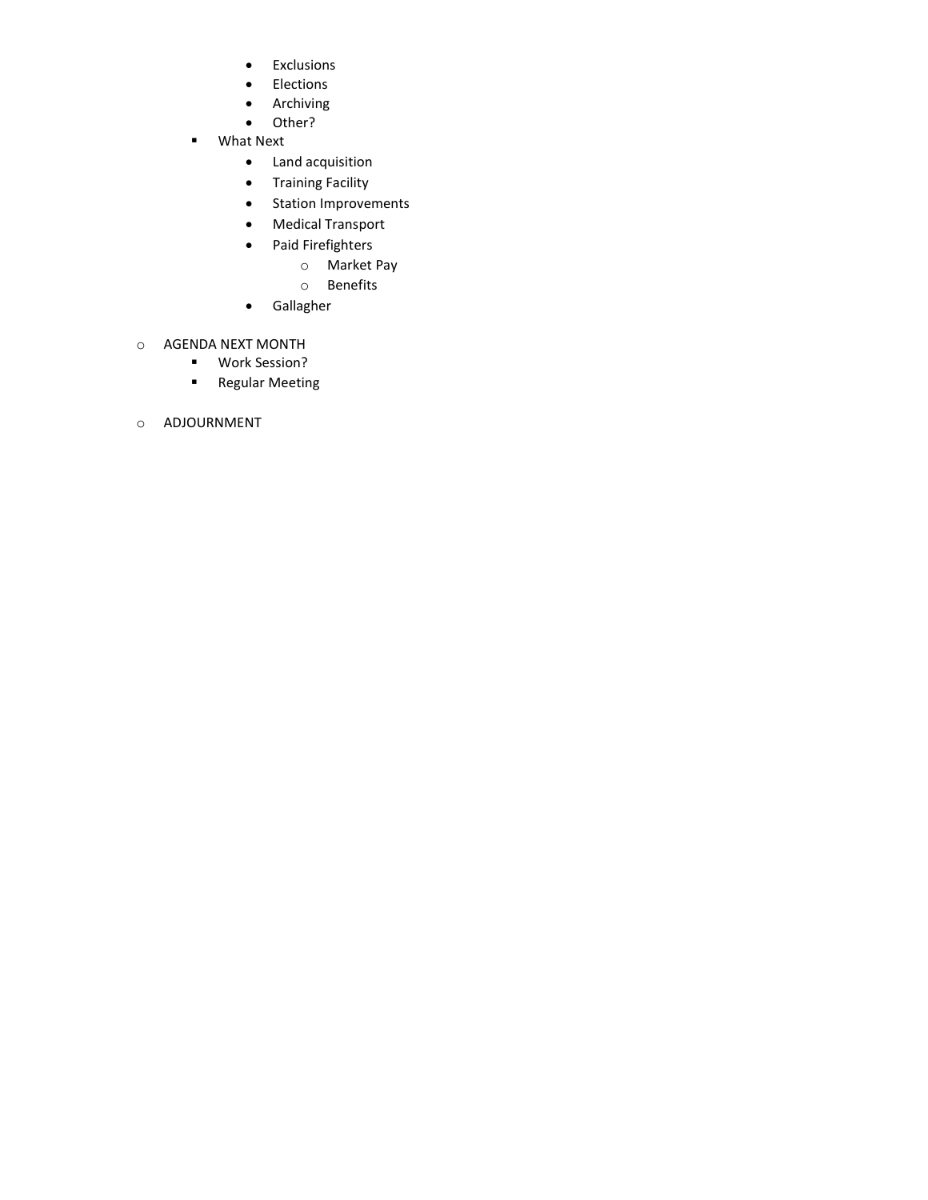- Exclusions
      - Elections
      - Archiving
      - Other?
    - What Next
      - Land acquisition
      - Training Facility
      - Station Improvements
      - Medical Transport
      - Paid Firefighters
        - Market Pay
        - Benefits
      - Gallagher

- AGENDA NEXT MONTH
  - Work Session?
  - Regular Meeting

- ADJOURNMENT